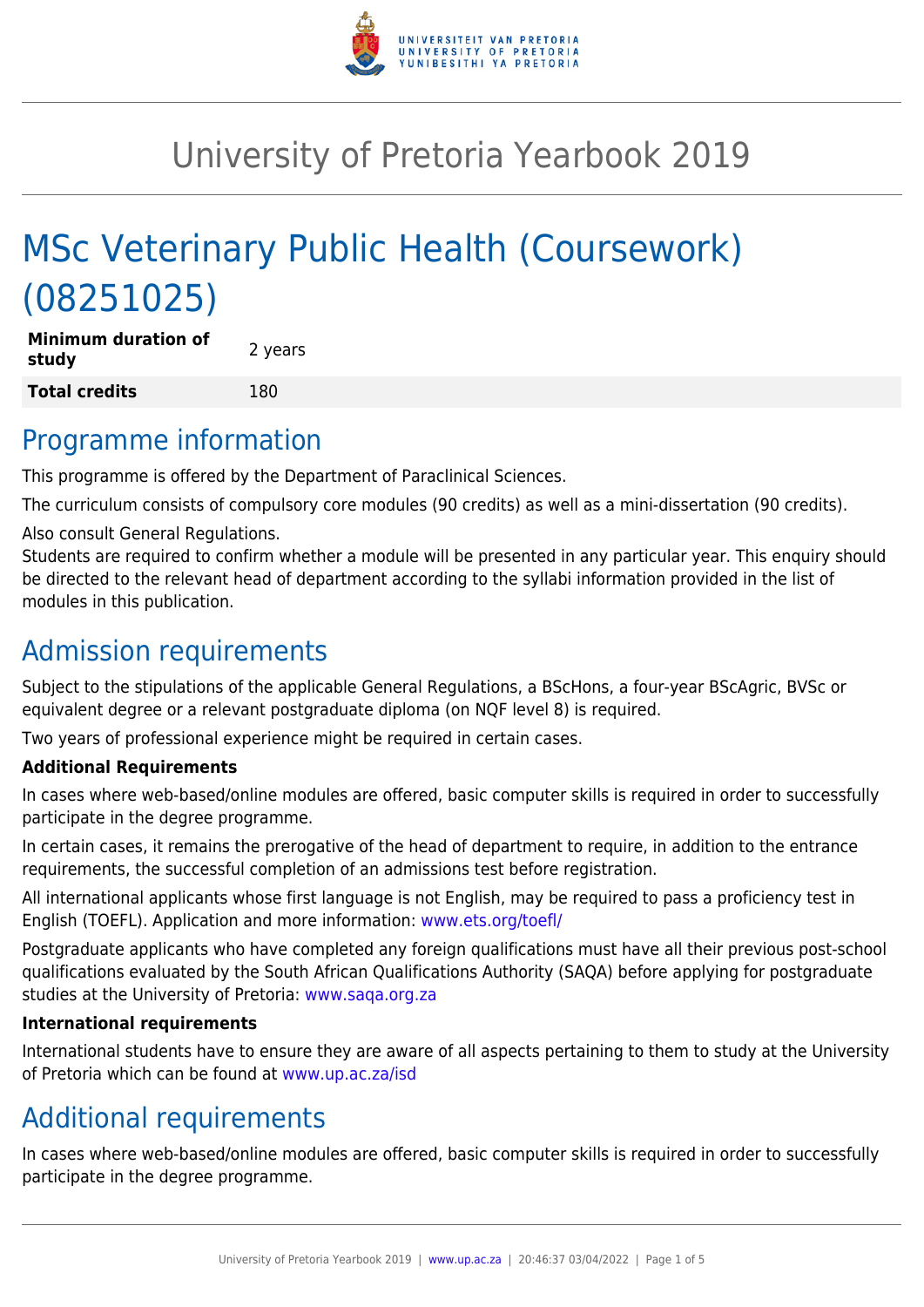# University of Pretoria Yearbook 2019

# MSc Veterinary Public Health (Coursework) (08251025)

| | |
|---|---|
| **Minimum duration of study** | 2 years |
| **Total credits** | 180 |

## Programme information

This programme is offered by the Department of Paraclinical Sciences.

The curriculum consists of compulsory core modules (90 credits) as well as a mini-dissertation (90 credits).

Also consult General Regulations.

Students are required to confirm whether a module will be presented in any particular year. This enquiry should be directed to the relevant head of department according to the syllabi information provided in the list of modules in this publication.

## Admission requirements

Subject to the stipulations of the applicable General Regulations, a BScHons, a four-year BScAgric, BVSc or equivalent degree or a relevant postgraduate diploma (on NQF level 8) is required.

Two years of professional experience might be required in certain cases.

**Additional Requirements**

In cases where web-based/online modules are offered, basic computer skills is required in order to successfully participate in the degree programme.

In certain cases, it remains the prerogative of the head of department to require, in addition to the entrance requirements, the successful completion of an admissions test before registration.

All international applicants whose first language is not English, may be required to pass a proficiency test in English (TOEFL). Application and more information: www.ets.org/toefl/

Postgraduate applicants who have completed any foreign qualifications must have all their previous post-school qualifications evaluated by the South African Qualifications Authority (SAQA) before applying for postgraduate studies at the University of Pretoria: www.saqa.org.za

**International requirements**

International students have to ensure they are aware of all aspects pertaining to them to study at the University of Pretoria which can be found at www.up.ac.za/isd

## Additional requirements

In cases where web-based/online modules are offered, basic computer skills is required in order to successfully participate in the degree programme.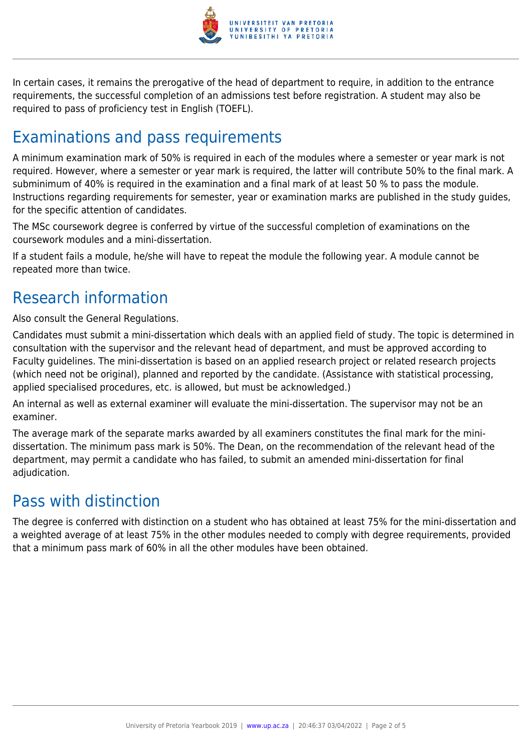In certain cases, it remains the prerogative of the head of department to require, in addition to the entrance requirements, the successful completion of an admissions test before registration. A student may also be required to pass of proficiency test in English (TOEFL).

## Examinations and pass requirements

A minimum examination mark of 50% is required in each of the modules where a semester or year mark is not required. However, where a semester or year mark is required, the latter will contribute 50% to the final mark. A subminimum of 40% is required in the examination and a final mark of at least 50 % to pass the module. Instructions regarding requirements for semester, year or examination marks are published in the study guides, for the specific attention of candidates.

The MSc coursework degree is conferred by virtue of the successful completion of examinations on the coursework modules and a mini-dissertation.

If a student fails a module, he/she will have to repeat the module the following year. A module cannot be repeated more than twice.

## Research information

Also consult the General Regulations.

Candidates must submit a mini-dissertation which deals with an applied field of study. The topic is determined in consultation with the supervisor and the relevant head of department, and must be approved according to Faculty guidelines. The mini-dissertation is based on an applied research project or related research projects (which need not be original), planned and reported by the candidate. (Assistance with statistical processing, applied specialised procedures, etc. is allowed, but must be acknowledged.)

An internal as well as external examiner will evaluate the mini-dissertation. The supervisor may not be an examiner.

The average mark of the separate marks awarded by all examiners constitutes the final mark for the mini-dissertation. The minimum pass mark is 50%. The Dean, on the recommendation of the relevant head of the department, may permit a candidate who has failed, to submit an amended mini-dissertation for final adjudication.

## Pass with distinction

The degree is conferred with distinction on a student who has obtained at least 75% for the mini-dissertation and a weighted average of at least 75% in the other modules needed to comply with degree requirements, provided that a minimum pass mark of 60% in all the other modules have been obtained.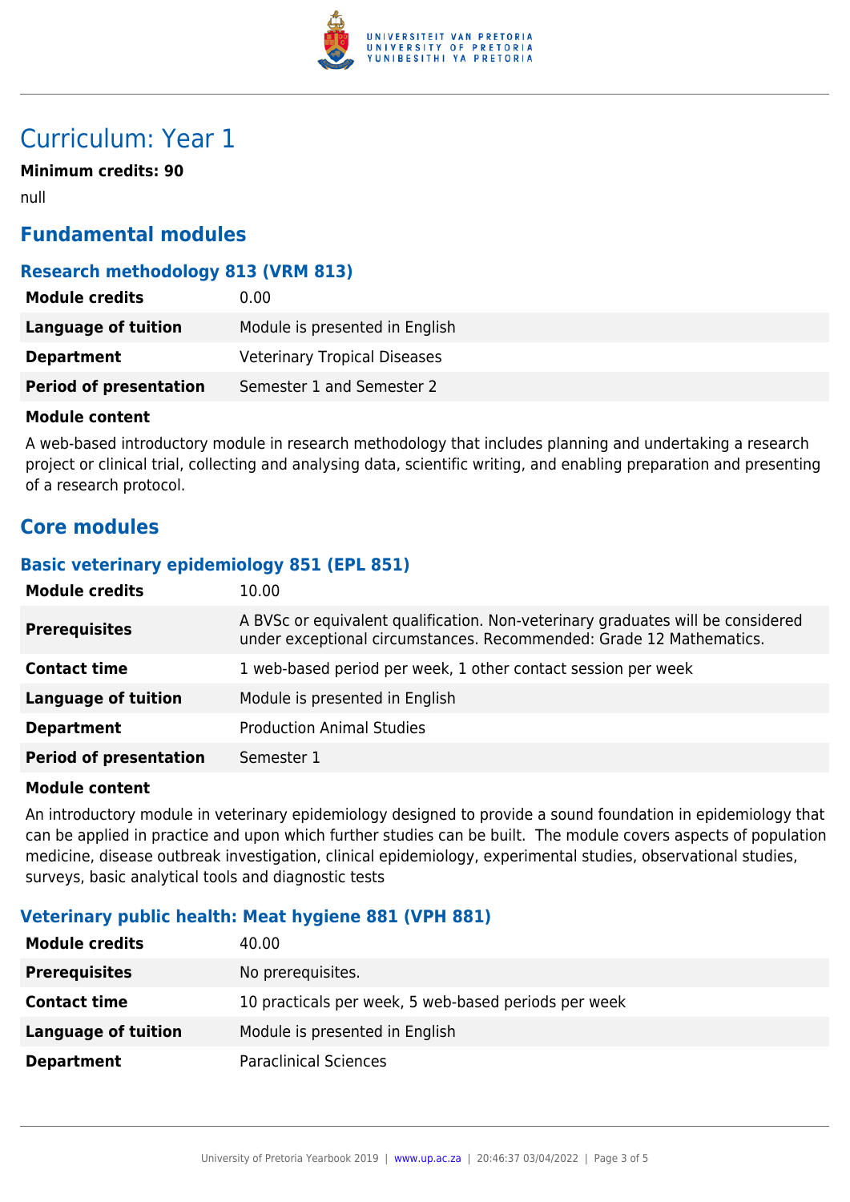# Curriculum: Year 1

**Minimum credits: 90**

null

## Fundamental modules

### Research methodology 813 (VRM 813)

| | |
|---|---|
| **Module credits** | 0.00 |
| **Language of tuition** | Module is presented in English |
| **Department** | Veterinary Tropical Diseases |
| **Period of presentation** | Semester 1 and Semester 2 |

**Module content**

A web-based introductory module in research methodology that includes planning and undertaking a research project or clinical trial, collecting and analysing data, scientific writing, and enabling preparation and presenting of a research protocol.

## Core modules

### Basic veterinary epidemiology 851 (EPL 851)

| | |
|---|---|
| **Module credits** | 10.00 |
| **Prerequisites** | A BVSc or equivalent qualification. Non-veterinary graduates will be considered under exceptional circumstances. Recommended: Grade 12 Mathematics. |
| **Contact time** | 1 web-based period per week, 1 other contact session per week |
| **Language of tuition** | Module is presented in English |
| **Department** | Production Animal Studies |
| **Period of presentation** | Semester 1 |

**Module content**

An introductory module in veterinary epidemiology designed to provide a sound foundation in epidemiology that can be applied in practice and upon which further studies can be built. The module covers aspects of population medicine, disease outbreak investigation, clinical epidemiology, experimental studies, observational studies, surveys, basic analytical tools and diagnostic tests

### Veterinary public health: Meat hygiene 881 (VPH 881)

| | |
|---|---|
| **Module credits** | 40.00 |
| **Prerequisites** | No prerequisites. |
| **Contact time** | 10 practicals per week, 5 web-based periods per week |
| **Language of tuition** | Module is presented in English |
| **Department** | Paraclinical Sciences |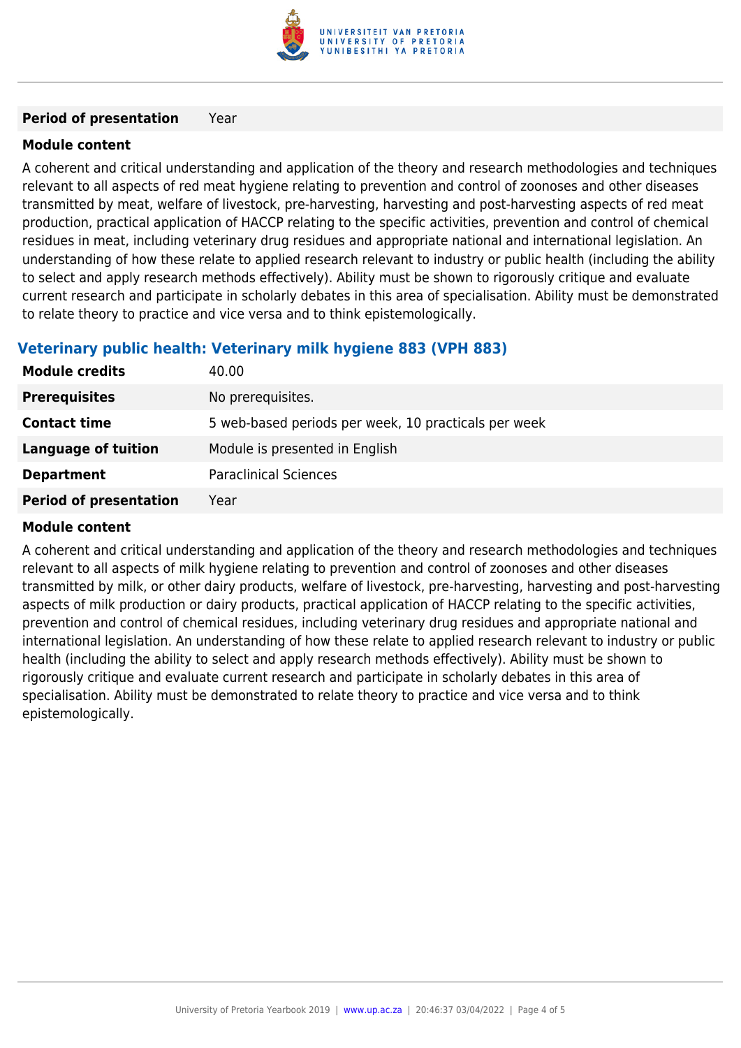| | |
|---|---|
| **Period of presentation** | Year |

**Module content**

A coherent and critical understanding and application of the theory and research methodologies and techniques relevant to all aspects of red meat hygiene relating to prevention and control of zoonoses and other diseases transmitted by meat, welfare of livestock, pre-harvesting, harvesting and post-harvesting aspects of red meat production, practical application of HACCP relating to the specific activities, prevention and control of chemical residues in meat, including veterinary drug residues and appropriate national and international legislation. An understanding of how these relate to applied research relevant to industry or public health (including the ability to select and apply research methods effectively). Ability must be shown to rigorously critique and evaluate current research and participate in scholarly debates in this area of specialisation. Ability must be demonstrated to relate theory to practice and vice versa and to think epistemologically.

### Veterinary public health: Veterinary milk hygiene 883 (VPH 883)

| | |
|---|---|
| **Module credits** | 40.00 |
| **Prerequisites** | No prerequisites. |
| **Contact time** | 5 web-based periods per week, 10 practicals per week |
| **Language of tuition** | Module is presented in English |
| **Department** | Paraclinical Sciences |
| **Period of presentation** | Year |

**Module content**

A coherent and critical understanding and application of the theory and research methodologies and techniques relevant to all aspects of milk hygiene relating to prevention and control of zoonoses and other diseases transmitted by milk, or other dairy products, welfare of livestock, pre-harvesting, harvesting and post-harvesting aspects of milk production or dairy products, practical application of HACCP relating to the specific activities, prevention and control of chemical residues, including veterinary drug residues and appropriate national and international legislation. An understanding of how these relate to applied research relevant to industry or public health (including the ability to select and apply research methods effectively). Ability must be shown to rigorously critique and evaluate current research and participate in scholarly debates in this area of specialisation. Ability must be demonstrated to relate theory to practice and vice versa and to think epistemologically.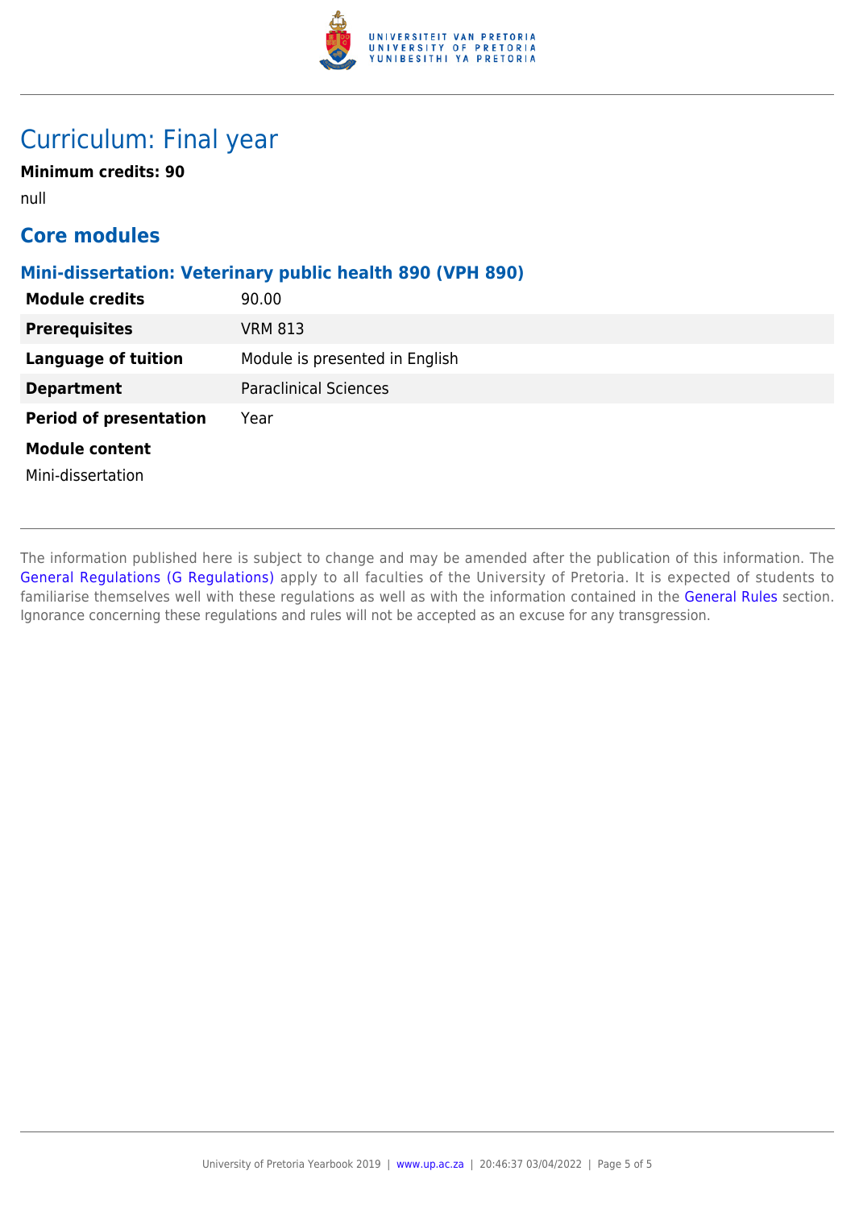# Curriculum: Final year

**Minimum credits: 90**

null

## Core modules

### Mini-dissertation: Veterinary public health 890 (VPH 890)

| | |
|---|---|
| **Module credits** | 90.00 |
| **Prerequisites** | VRM 813 |
| **Language of tuition** | Module is presented in English |
| **Department** | Paraclinical Sciences |
| **Period of presentation** | Year |

**Module content**

Mini-dissertation

The information published here is subject to change and may be amended after the publication of this information. The General Regulations (G Regulations) apply to all faculties of the University of Pretoria. It is expected of students to familiarise themselves well with these regulations as well as with the information contained in the General Rules section. Ignorance concerning these regulations and rules will not be accepted as an excuse for any transgression.